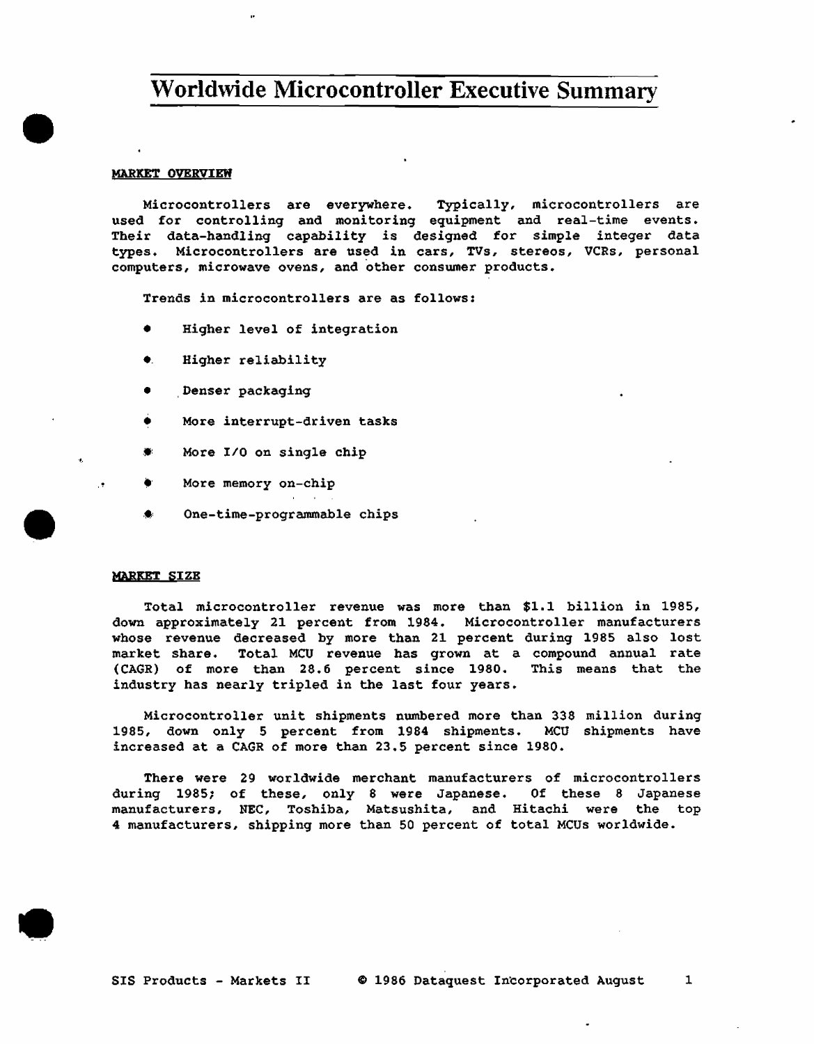# Worldwide Microcontroller Executive Summary

## MARKET OVERVIEW

Microcontrollers are everywhere. Typically, microcontrollers are used for controlling and monitoring equipment and real-time events. Their data-handling capability is designed for simple integer data types. Microcontrollers are used in cars, TVs, stereos, VCRs, personal computers, microwave ovens, and other consumer products.

Trends in microcontrollers are as follows:

- Higher level of integration
- Higher reliability
- Denser packaging
- More interrupt-driven tasks
- More I/O on single chip
- More memory on-chip
- One-time-programmable chips

## MARKET SIZE

Total microcontroller revenue was more than $1.1 billion in 1985, down approximately 21 percent from 1984. Microcontroller manufacturers whose revenue decreased by more than 21 percent during 1985 also lost market share. Total MCU revenue has grown at a compound annual rate (CAGR) of more than 28.6 percent since 1980. This means that the industry has nearly tripled in the last four years.

Microcontroller unit shipments numbered more than 338 million during 1985, down only 5 percent from 1984 shipments. MCU shipments have increased at a CAGR of more than 23.5 percent since 1980.

There were 29 worldwide merchant manufacturers of microcontrollers during 1985; of these, only 8 were Japanese. Of these 8 Japanese manufacturers, NEC, Toshiba, Matsushita, and Hitachi were the top 4 manufacturers, shipping more than 50 percent of total MCUs worldwide.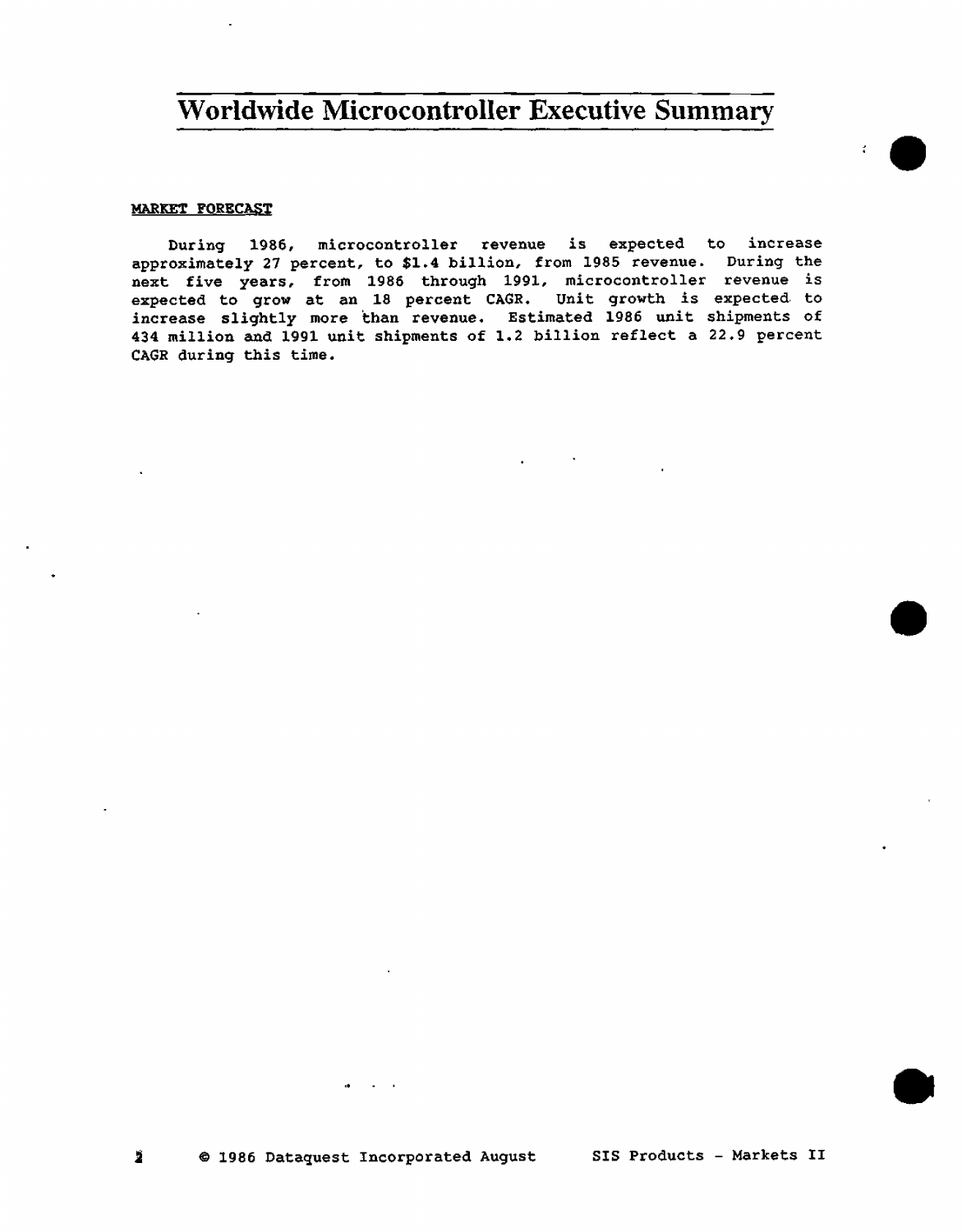# Worldwide Microcontroller Executive Summary

MARKET FORECAST

During 1986, microcontroller revenue is expected to increase approximately 27 percent, to $1.4 billion, from 1985 revenue. During the next five years, from 1986 through 1991, microcontroller revenue is expected to grow at an 18 percent CAGR. Unit growth is expected to increase slightly more than revenue. Estimated 1986 unit shipments of 434 million and 1991 unit shipments of 1.2 billion reflect a 22.9 percent CAGR during this time.